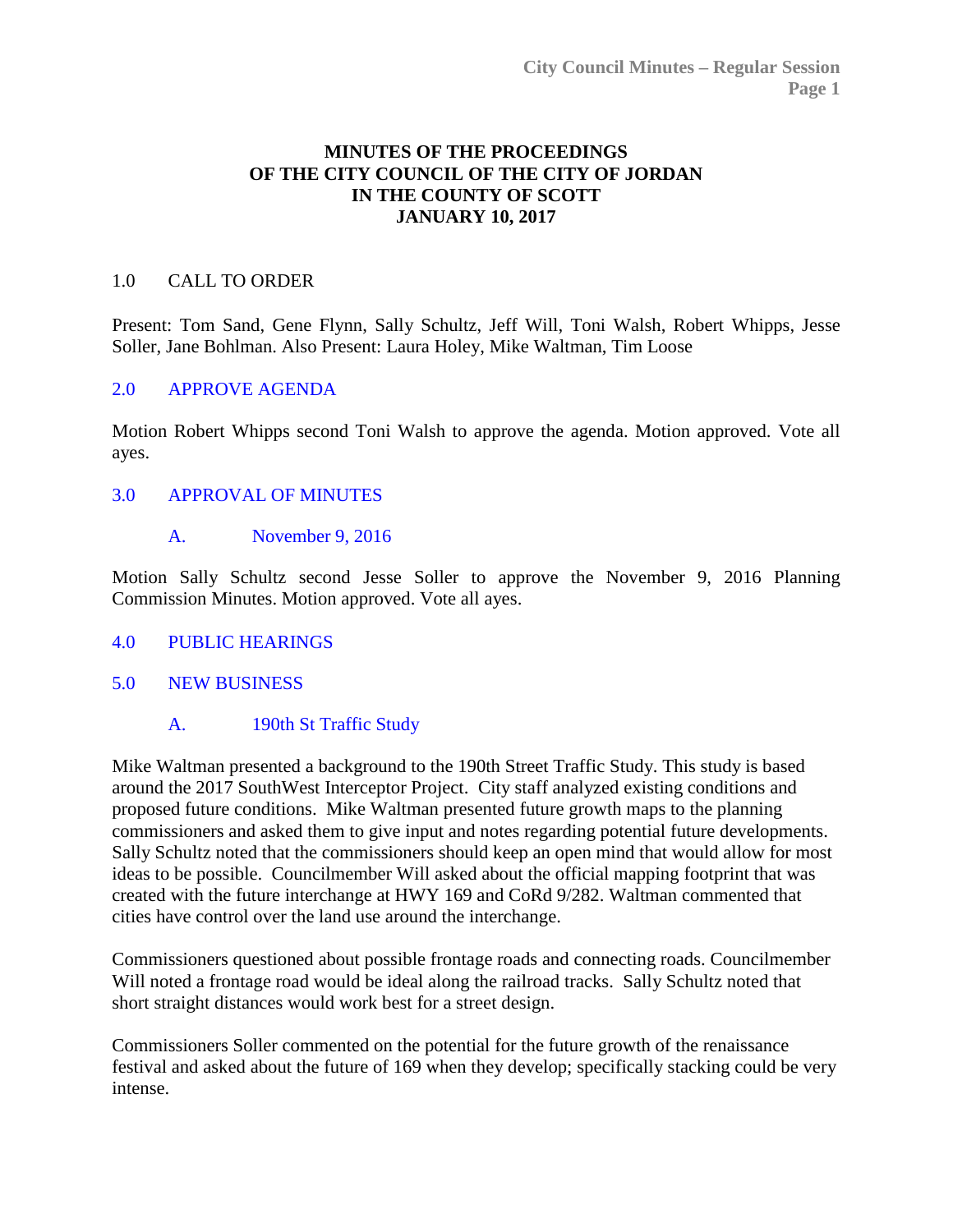# MINUTES OF THE PROCEEDINGS OF THE CITY COUNCIL OF THE CITY OF JORDAN IN THE COUNTY OF SCOTT JANUARY 10, 2017

## 1.0 CALL TO ORDER

Present: Tom Sand, Gene Flynn, Sally Schultz, Jeff Will, Toni Walsh, Robert Whipps, Jesse Soller, Jane Bohlman. Also Present: Laura Holey, Mike Waltman, Tim Loose

## 2.0 APPROVE AGENDA

Motion Robert Whipps second Toni Walsh to approve the agenda. Motion approved. Vote all ayes.

## 3.0 APPROVAL OF MINUTES

### A. November 9, 2016

Motion Sally Schultz second Jesse Soller to approve the November 9, 2016 Planning Commission Minutes. Motion approved. Vote all ayes.

## 4.0 PUBLIC HEARINGS

## 5.0 NEW BUSINESS

### A. 190th St Traffic Study

Mike Waltman presented a background to the 190th Street Traffic Study. This study is based around the 2017 SouthWest Interceptor Project. City staff analyzed existing conditions and proposed future conditions. Mike Waltman presented future growth maps to the planning commissioners and asked them to give input and notes regarding potential future developments. Sally Schultz noted that the commissioners should keep an open mind that would allow for most ideas to be possible. Councilmember Will asked about the official mapping footprint that was created with the future interchange at HWY 169 and CoRd 9/282. Waltman commented that cities have control over the land use around the interchange.

Commissioners questioned about possible frontage roads and connecting roads. Councilmember Will noted a frontage road would be ideal along the railroad tracks. Sally Schultz noted that short straight distances would work best for a street design.

Commissioners Soller commented on the potential for the future growth of the renaissance festival and asked about the future of 169 when they develop; specifically stacking could be very intense.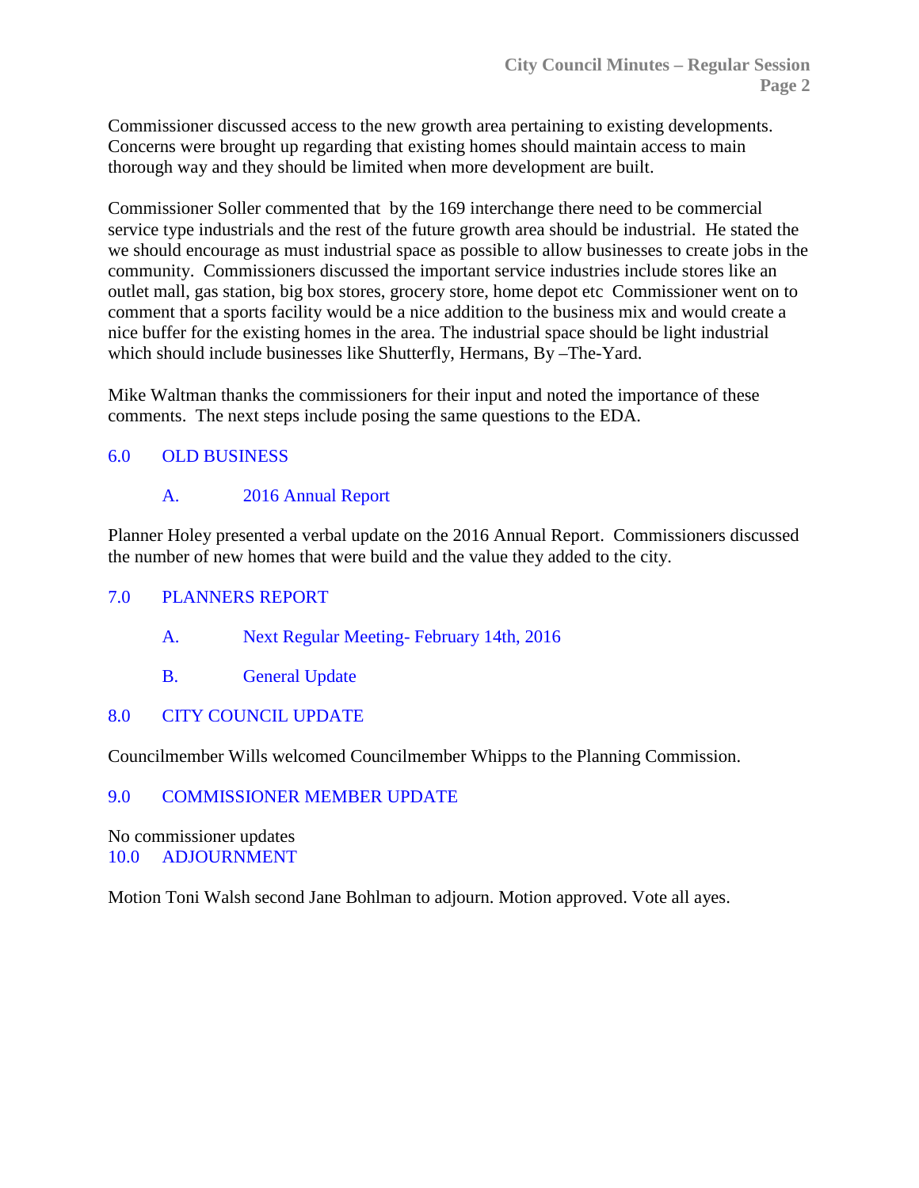Commissioner discussed access to the new growth area pertaining to existing developments. Concerns were brought up regarding that existing homes should maintain access to main thorough way and they should be limited when more development are built.

Commissioner Soller commented that by the 169 interchange there need to be commercial service type industrials and the rest of the future growth area should be industrial. He stated the we should encourage as must industrial space as possible to allow businesses to create jobs in the community. Commissioners discussed the important service industries include stores like an outlet mall, gas station, big box stores, grocery store, home depot etc Commissioner went on to comment that a sports facility would be a nice addition to the business mix and would create a nice buffer for the existing homes in the area. The industrial space should be light industrial which should include businesses like Shutterfly, Hermans, By –The-Yard.

Mike Waltman thanks the commissioners for their input and noted the importance of these comments. The next steps include posing the same questions to the EDA.

## 6.0 OLD BUSINESS

### A. 2016 Annual Report

Planner Holey presented a verbal update on the 2016 Annual Report. Commissioners discussed the number of new homes that were build and the value they added to the city.

## 7.0 PLANNERS REPORT

### A. Next Regular Meeting- February 14th, 2016

### B. General Update

## 8.0 CITY COUNCIL UPDATE

Councilmember Wills welcomed Councilmember Whipps to the Planning Commission.

## 9.0 COMMISSIONER MEMBER UPDATE

No commissioner updates

## 10.0 ADJOURNMENT

Motion Toni Walsh second Jane Bohlman to adjourn. Motion approved. Vote all ayes.